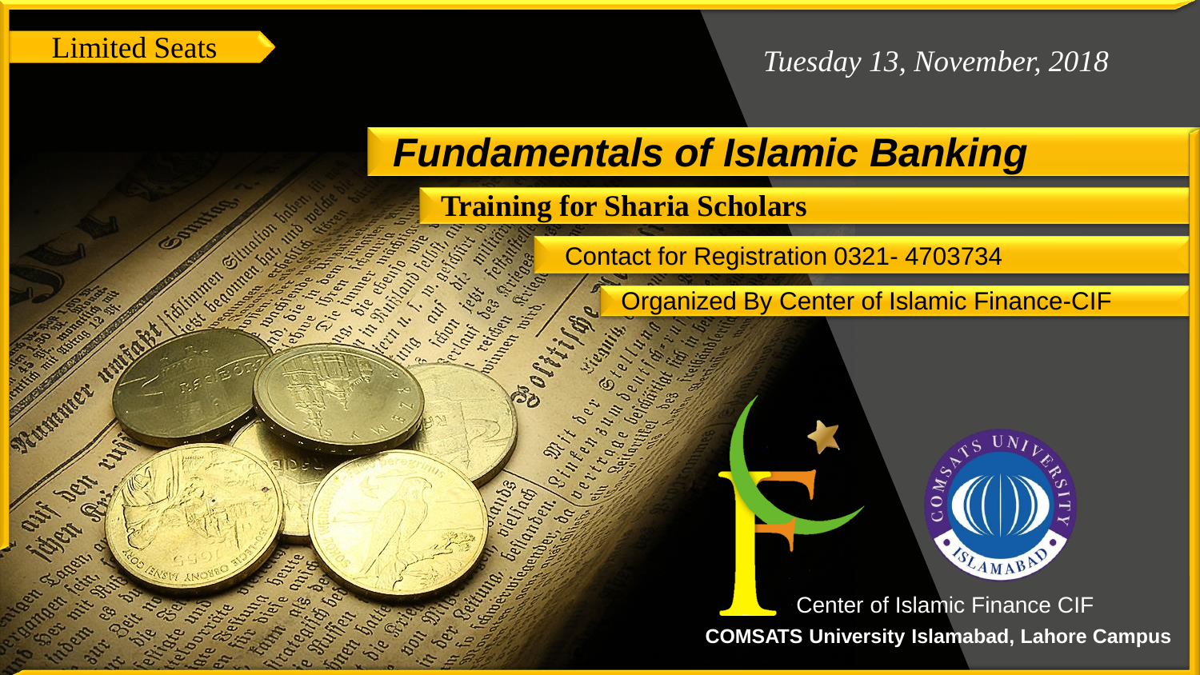Limited Seats

*Tuesday 13, November, 2018*

# *Fundamentals of Islamic Banking*

## Training for Sharia Scholars

Contact for Registration 0321- 4703734

Organized By Center of Islamic Finance-CIF

Center of Islamic Finance CIF

**COMSATS University Islamabad, Lahore Campus**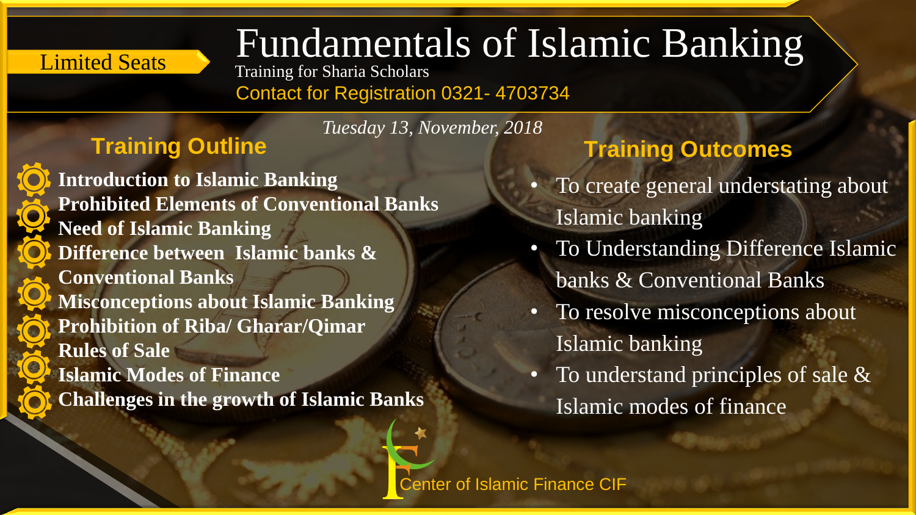Limited Seats

# Fundamentals of Islamic Banking

Training for Sharia Scholars

Contact for Registration 0321- 4703734

*Tuesday 13, November, 2018*

## Training Outline

- **Introduction to Islamic Banking**
- **Prohibited Elements of Conventional Banks**
- **Need of Islamic Banking**
- **Difference between Islamic banks & Conventional Banks**
- **Misconceptions about Islamic Banking**
- **Prohibition of Riba/ Gharar/Qimar**
- **Rules of Sale**
- **Islamic Modes of Finance**
- **Challenges in the growth of Islamic Banks**

## Training Outcomes

- To create general understating about Islamic banking
- To Understanding Difference Islamic banks & Conventional Banks
- To resolve misconceptions about Islamic banking
- To understand principles of sale & Islamic modes of finance

Center of Islamic Finance CIF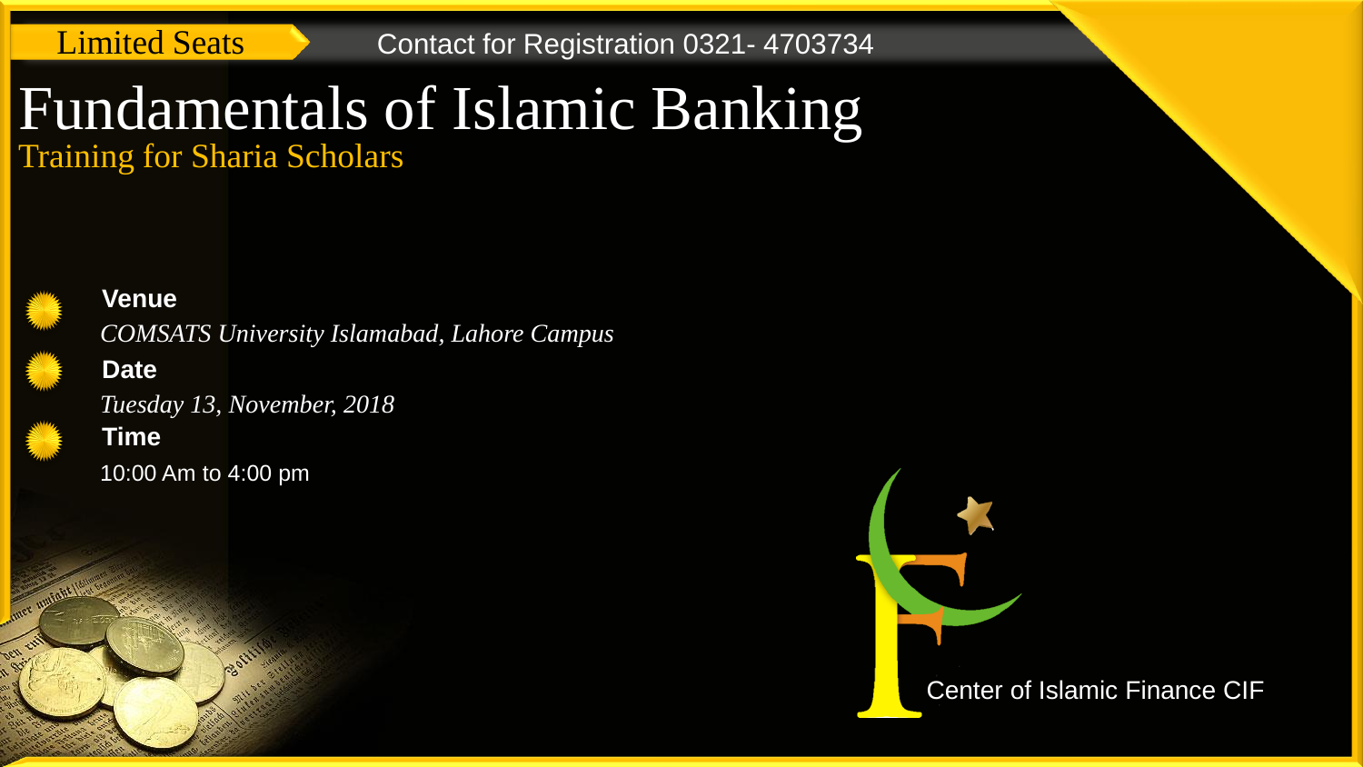Limited Seats

Contact for Registration 0321- 4703734

# Fundamentals of Islamic Banking

## Training for Sharia Scholars

**Venue**

*COMSATS University Islamabad, Lahore Campus*

**Date**

*Tuesday 13, November, 2018*

**Time**

10:00 Am to 4:00 pm

Center of Islamic Finance CIF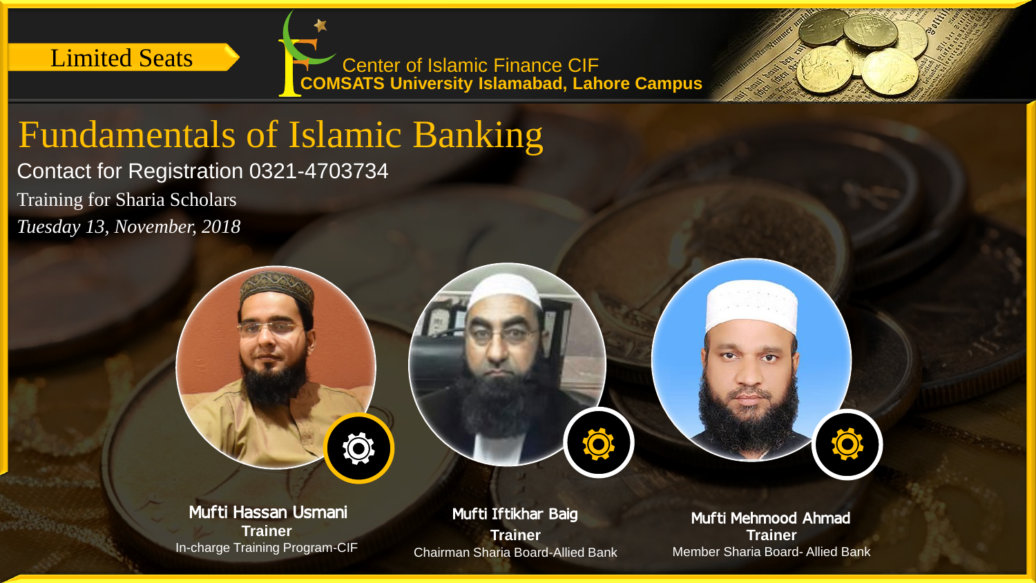Limited Seats

Center of Islamic Finance CIF
**COMSATS University Islamabad, Lahore Campus**

# Fundamentals of Islamic Banking

Contact for Registration 0321-4703734

Training for Sharia Scholars

*Tuesday 13, November, 2018*

**Mufti Hassan Usmani**
**Trainer**
In-charge Training Program-CIF

**Mufti Iftikhar Baig**
**Trainer**
Chairman Sharia Board-Allied Bank

**Mufti Mehmood Ahmad**
**Trainer**
Member Sharia Board- Allied Bank